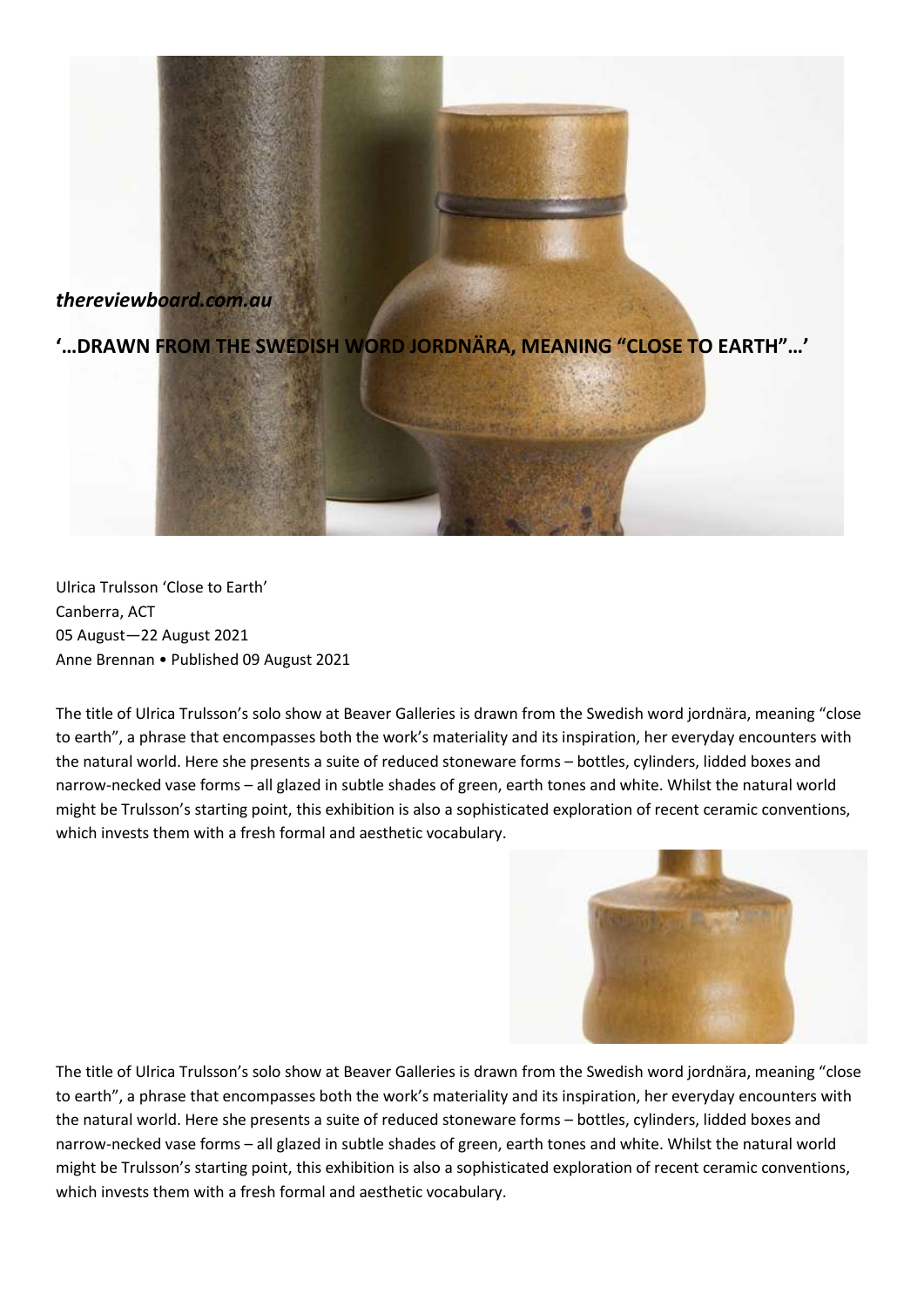*thereviewboard.com.au*

**'…DRAWN FROM THE SWEDISH WORD JORDNÄRA, MEANING "CLOSE TO EARTH"…'**

Ulrica Trulsson 'Close to Earth'
Canberra, ACT
05 August—22 August 2021
Anne Brennan • Published 09 August 2021

The title of Ulrica Trulsson's solo show at Beaver Galleries is drawn from the Swedish word jordnära, meaning "close to earth", a phrase that encompasses both the work's materiality and its inspiration, her everyday encounters with the natural world. Here she presents a suite of reduced stoneware forms – bottles, cylinders, lidded boxes and narrow-necked vase forms – all glazed in subtle shades of green, earth tones and white. Whilst the natural world might be Trulsson's starting point, this exhibition is also a sophisticated exploration of recent ceramic conventions, which invests them with a fresh formal and aesthetic vocabulary.

The title of Ulrica Trulsson's solo show at Beaver Galleries is drawn from the Swedish word jordnära, meaning "close to earth", a phrase that encompasses both the work's materiality and its inspiration, her everyday encounters with the natural world. Here she presents a suite of reduced stoneware forms – bottles, cylinders, lidded boxes and narrow-necked vase forms – all glazed in subtle shades of green, earth tones and white. Whilst the natural world might be Trulsson's starting point, this exhibition is also a sophisticated exploration of recent ceramic conventions, which invests them with a fresh formal and aesthetic vocabulary.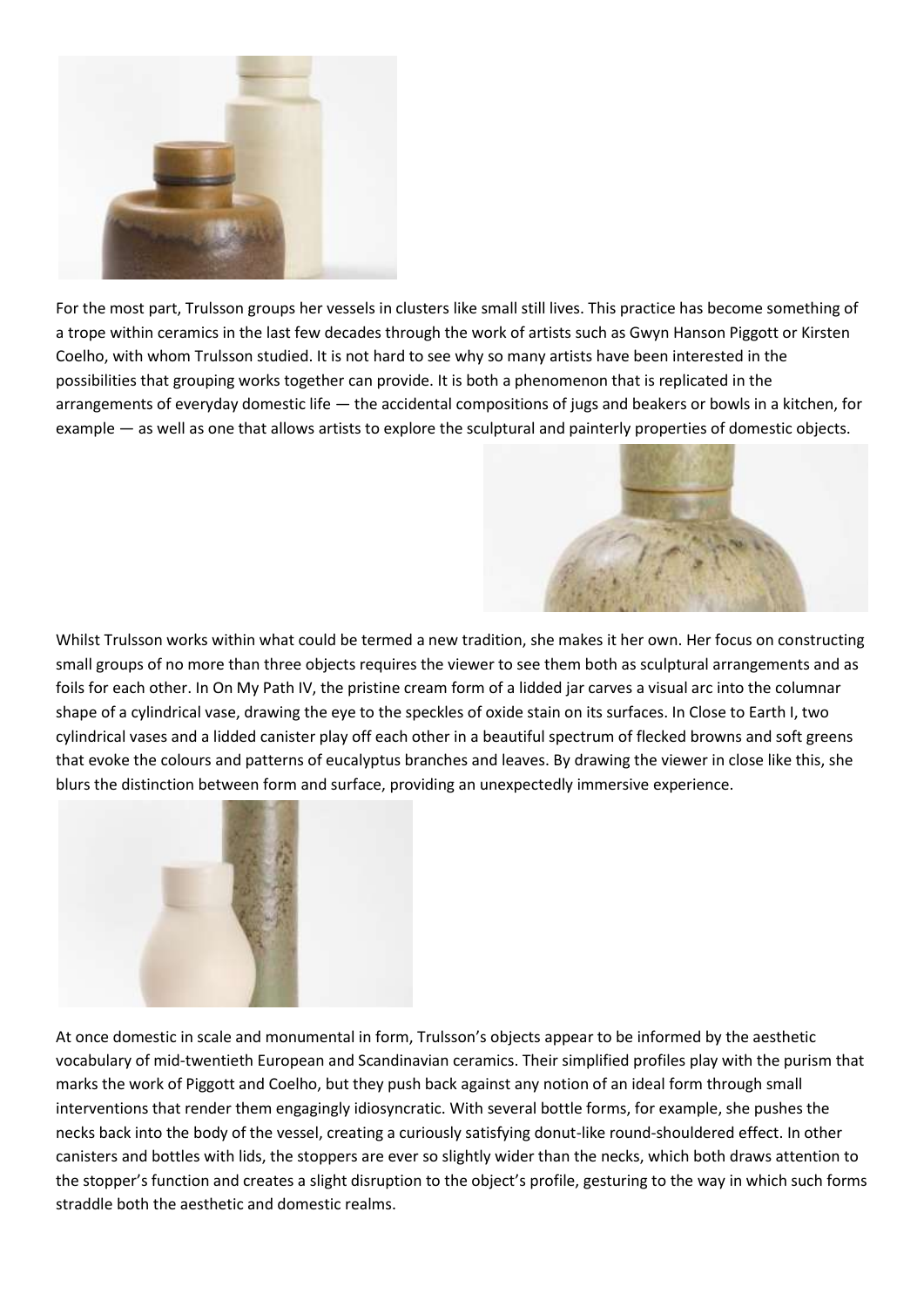For the most part, Trulsson groups her vessels in clusters like small still lives. This practice has become something of a trope within ceramics in the last few decades through the work of artists such as Gwyn Hanson Piggott or Kirsten Coelho, with whom Trulsson studied. It is not hard to see why so many artists have been interested in the possibilities that grouping works together can provide. It is both a phenomenon that is replicated in the arrangements of everyday domestic life — the accidental compositions of jugs and beakers or bowls in a kitchen, for example — as well as one that allows artists to explore the sculptural and painterly properties of domestic objects.

Whilst Trulsson works within what could be termed a new tradition, she makes it her own. Her focus on constructing small groups of no more than three objects requires the viewer to see them both as sculptural arrangements and as foils for each other. In On My Path IV, the pristine cream form of a lidded jar carves a visual arc into the columnar shape of a cylindrical vase, drawing the eye to the speckles of oxide stain on its surfaces. In Close to Earth I, two cylindrical vases and a lidded canister play off each other in a beautiful spectrum of flecked browns and soft greens that evoke the colours and patterns of eucalyptus branches and leaves. By drawing the viewer in close like this, she blurs the distinction between form and surface, providing an unexpectedly immersive experience.

At once domestic in scale and monumental in form, Trulsson's objects appear to be informed by the aesthetic vocabulary of mid-twentieth European and Scandinavian ceramics. Their simplified profiles play with the purism that marks the work of Piggott and Coelho, but they push back against any notion of an ideal form through small interventions that render them engagingly idiosyncratic. With several bottle forms, for example, she pushes the necks back into the body of the vessel, creating a curiously satisfying donut-like round-shouldered effect. In other canisters and bottles with lids, the stoppers are ever so slightly wider than the necks, which both draws attention to the stopper's function and creates a slight disruption to the object's profile, gesturing to the way in which such forms straddle both the aesthetic and domestic realms.